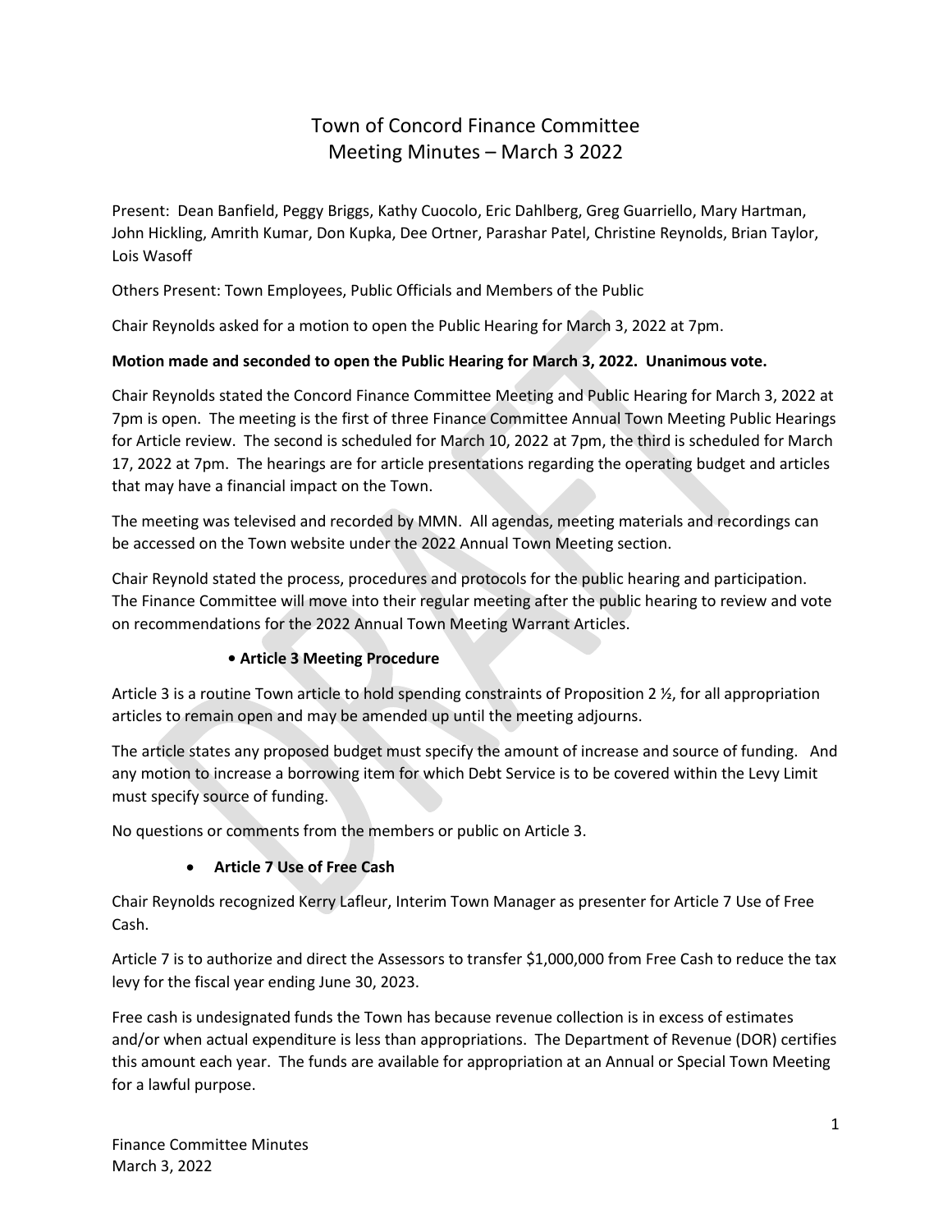# Town of Concord Finance Committee
## Meeting Minutes – March 3 2022

Present: Dean Banfield, Peggy Briggs, Kathy Cuocolo, Eric Dahlberg, Greg Guarriello, Mary Hartman, John Hickling, Amrith Kumar, Don Kupka, Dee Ortner, Parashar Patel, Christine Reynolds, Brian Taylor, Lois Wasoff

Others Present: Town Employees, Public Officials and Members of the Public

Chair Reynolds asked for a motion to open the Public Hearing for March 3, 2022 at 7pm.

**Motion made and seconded to open the Public Hearing for March 3, 2022. Unanimous vote.**

Chair Reynolds stated the Concord Finance Committee Meeting and Public Hearing for March 3, 2022 at 7pm is open. The meeting is the first of three Finance Committee Annual Town Meeting Public Hearings for Article review. The second is scheduled for March 10, 2022 at 7pm, the third is scheduled for March 17, 2022 at 7pm. The hearings are for article presentations regarding the operating budget and articles that may have a financial impact on the Town.

The meeting was televised and recorded by MMN. All agendas, meeting materials and recordings can be accessed on the Town website under the 2022 Annual Town Meeting section.

Chair Reynold stated the process, procedures and protocols for the public hearing and participation. The Finance Committee will move into their regular meeting after the public hearing to review and vote on recommendations for the 2022 Annual Town Meeting Warrant Articles.

- **Article 3 Meeting Procedure**

Article 3 is a routine Town article to hold spending constraints of Proposition 2 ½, for all appropriation articles to remain open and may be amended up until the meeting adjourns.

The article states any proposed budget must specify the amount of increase and source of funding. And any motion to increase a borrowing item for which Debt Service is to be covered within the Levy Limit must specify source of funding.

No questions or comments from the members or public on Article 3.

- **Article 7 Use of Free Cash**

Chair Reynolds recognized Kerry Lafleur, Interim Town Manager as presenter for Article 7 Use of Free Cash.

Article 7 is to authorize and direct the Assessors to transfer $1,000,000 from Free Cash to reduce the tax levy for the fiscal year ending June 30, 2023.

Free cash is undesignated funds the Town has because revenue collection is in excess of estimates and/or when actual expenditure is less than appropriations. The Department of Revenue (DOR) certifies this amount each year. The funds are available for appropriation at an Annual or Special Town Meeting for a lawful purpose.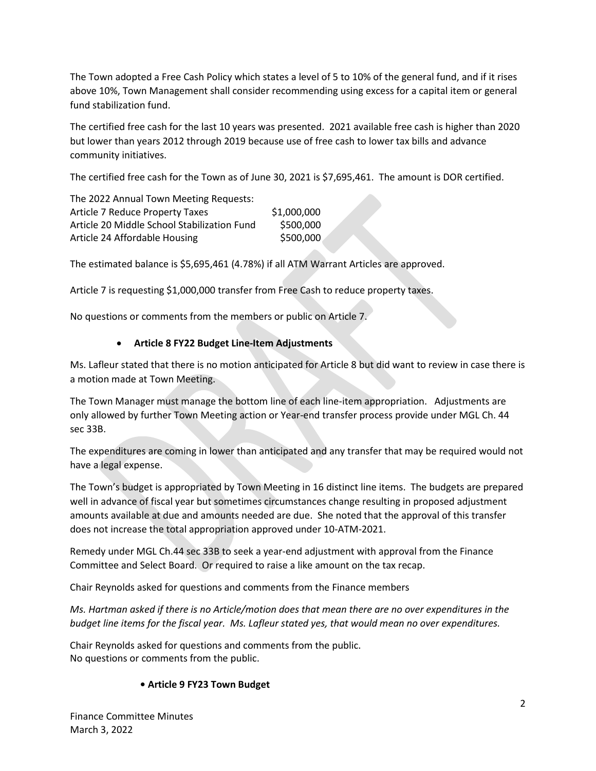The Town adopted a Free Cash Policy which states a level of 5 to 10% of the general fund, and if it rises above 10%, Town Management shall consider recommending using excess for a capital item or general fund stabilization fund.

The certified free cash for the last 10 years was presented. 2021 available free cash is higher than 2020 but lower than years 2012 through 2019 because use of free cash to lower tax bills and advance community initiatives.

The certified free cash for the Town as of June 30, 2021 is $7,695,461. The amount is DOR certified.

| The 2022 Annual Town Meeting Requests: | |
|---|---|
| Article 7 Reduce Property Taxes | $1,000,000 |
| Article 20 Middle School Stabilization Fund | $500,000 |
| Article 24 Affordable Housing | $500,000 |

The estimated balance is $5,695,461 (4.78%) if all ATM Warrant Articles are approved.

Article 7 is requesting $1,000,000 transfer from Free Cash to reduce property taxes.

No questions or comments from the members or public on Article 7.

- **Article 8 FY22 Budget Line-Item Adjustments**

Ms. Lafleur stated that there is no motion anticipated for Article 8 but did want to review in case there is a motion made at Town Meeting.

The Town Manager must manage the bottom line of each line-item appropriation. Adjustments are only allowed by further Town Meeting action or Year-end transfer process provide under MGL Ch. 44 sec 33B.

The expenditures are coming in lower than anticipated and any transfer that may be required would not have a legal expense.

The Town's budget is appropriated by Town Meeting in 16 distinct line items. The budgets are prepared well in advance of fiscal year but sometimes circumstances change resulting in proposed adjustment amounts available at due and amounts needed are due. She noted that the approval of this transfer does not increase the total appropriation approved under 10-ATM-2021.

Remedy under MGL Ch.44 sec 33B to seek a year-end adjustment with approval from the Finance Committee and Select Board. Or required to raise a like amount on the tax recap.

Chair Reynolds asked for questions and comments from the Finance members

*Ms. Hartman asked if there is no Article/motion does that mean there are no over expenditures in the budget line items for the fiscal year. Ms. Lafleur stated yes, that would mean no over expenditures.*

Chair Reynolds asked for questions and comments from the public.
No questions or comments from the public.

- **Article 9 FY23 Town Budget**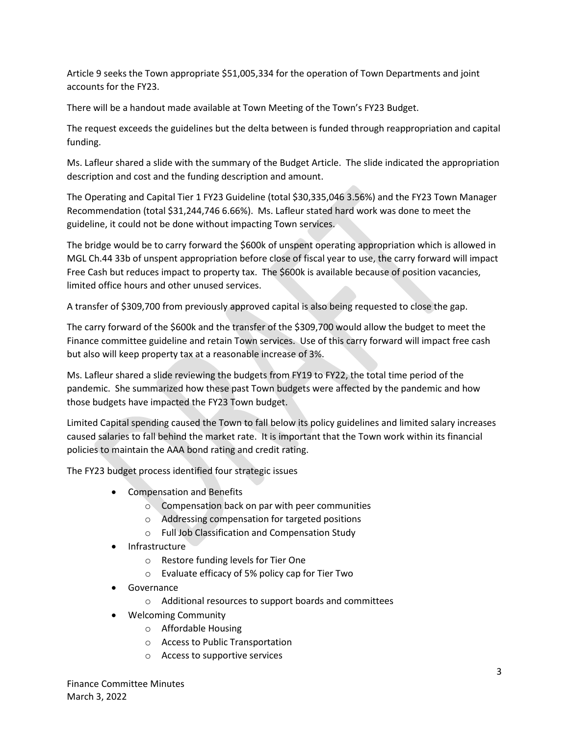Article 9 seeks the Town appropriate $51,005,334 for the operation of Town Departments and joint accounts for the FY23.

There will be a handout made available at Town Meeting of the Town's FY23 Budget.

The request exceeds the guidelines but the delta between is funded through reappropriation and capital funding.

Ms. Lafleur shared a slide with the summary of the Budget Article. The slide indicated the appropriation description and cost and the funding description and amount.

The Operating and Capital Tier 1 FY23 Guideline (total $30,335,046 3.56%) and the FY23 Town Manager Recommendation (total $31,244,746 6.66%). Ms. Lafleur stated hard work was done to meet the guideline, it could not be done without impacting Town services.

The bridge would be to carry forward the $600k of unspent operating appropriation which is allowed in MGL Ch.44 33b of unspent appropriation before close of fiscal year to use, the carry forward will impact Free Cash but reduces impact to property tax. The $600k is available because of position vacancies, limited office hours and other unused services.

A transfer of $309,700 from previously approved capital is also being requested to close the gap.

The carry forward of the $600k and the transfer of the $309,700 would allow the budget to meet the Finance committee guideline and retain Town services. Use of this carry forward will impact free cash but also will keep property tax at a reasonable increase of 3%.

Ms. Lafleur shared a slide reviewing the budgets from FY19 to FY22, the total time period of the pandemic. She summarized how these past Town budgets were affected by the pandemic and how those budgets have impacted the FY23 Town budget.

Limited Capital spending caused the Town to fall below its policy guidelines and limited salary increases caused salaries to fall behind the market rate. It is important that the Town work within its financial policies to maintain the AAA bond rating and credit rating.

The FY23 budget process identified four strategic issues

- Compensation and Benefits
  - Compensation back on par with peer communities
  - Addressing compensation for targeted positions
  - Full Job Classification and Compensation Study
- Infrastructure
  - Restore funding levels for Tier One
  - Evaluate efficacy of 5% policy cap for Tier Two
- Governance
  - Additional resources to support boards and committees
- Welcoming Community
  - Affordable Housing
  - Access to Public Transportation
  - Access to supportive services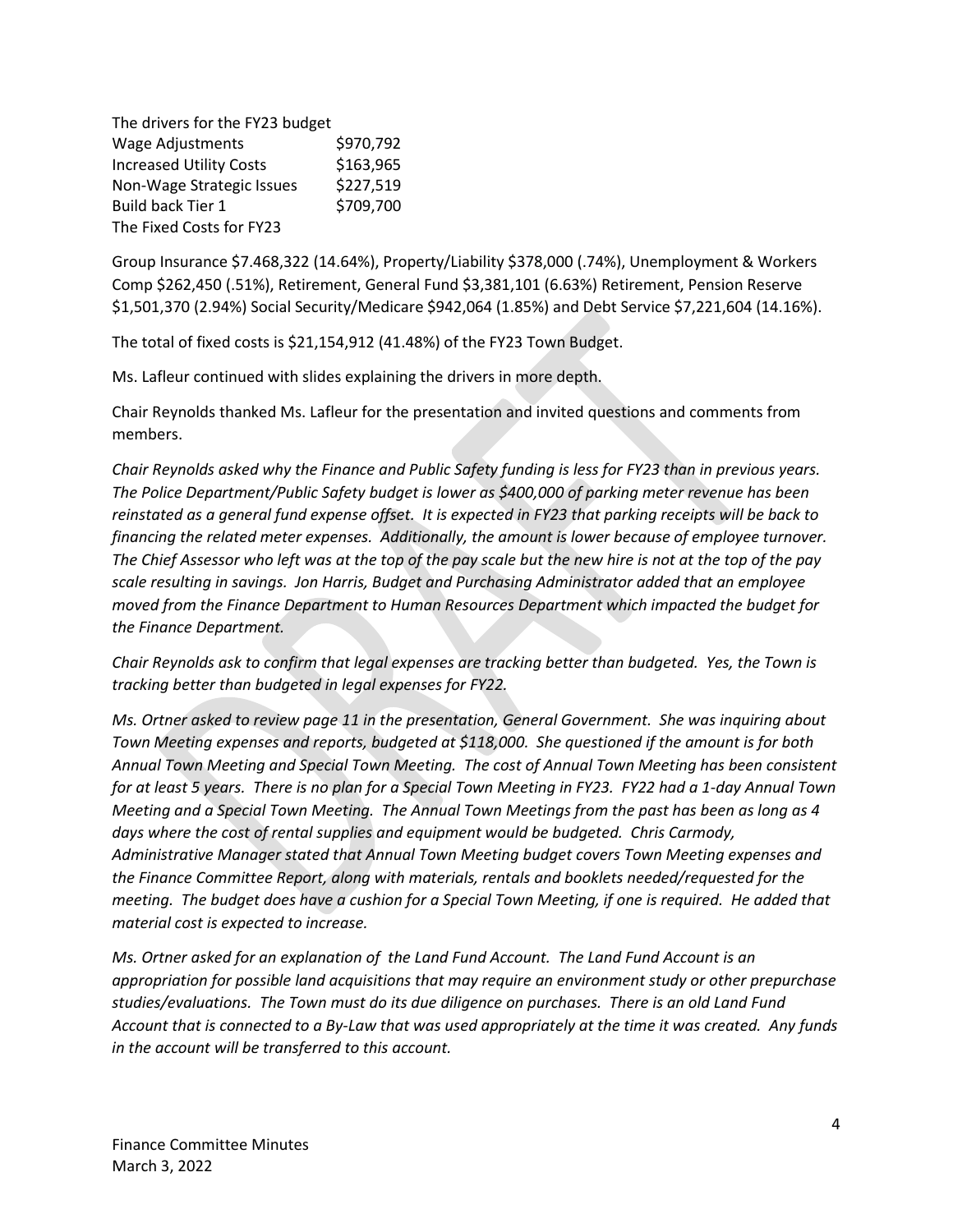The drivers for the FY23 budget

| | |
|---|---|
| Wage Adjustments | $970,792 |
| Increased Utility Costs | $163,965 |
| Non-Wage Strategic Issues | $227,519 |
| Build back Tier 1 | $709,700 |

The Fixed Costs for FY23

Group Insurance $7.468,322 (14.64%), Property/Liability $378,000 (.74%), Unemployment & Workers Comp $262,450 (.51%), Retirement, General Fund $3,381,101 (6.63%) Retirement, Pension Reserve $1,501,370 (2.94%) Social Security/Medicare $942,064 (1.85%) and Debt Service $7,221,604 (14.16%).

The total of fixed costs is $21,154,912 (41.48%) of the FY23 Town Budget.

Ms. Lafleur continued with slides explaining the drivers in more depth.

Chair Reynolds thanked Ms. Lafleur for the presentation and invited questions and comments from members.

*Chair Reynolds asked why the Finance and Public Safety funding is less for FY23 than in previous years. The Police Department/Public Safety budget is lower as $400,000 of parking meter revenue has been reinstated as a general fund expense offset. It is expected in FY23 that parking receipts will be back to financing the related meter expenses. Additionally, the amount is lower because of employee turnover. The Chief Assessor who left was at the top of the pay scale but the new hire is not at the top of the pay scale resulting in savings. Jon Harris, Budget and Purchasing Administrator added that an employee moved from the Finance Department to Human Resources Department which impacted the budget for the Finance Department.*

*Chair Reynolds ask to confirm that legal expenses are tracking better than budgeted. Yes, the Town is tracking better than budgeted in legal expenses for FY22.*

*Ms. Ortner asked to review page 11 in the presentation, General Government. She was inquiring about Town Meeting expenses and reports, budgeted at $118,000. She questioned if the amount is for both Annual Town Meeting and Special Town Meeting. The cost of Annual Town Meeting has been consistent for at least 5 years. There is no plan for a Special Town Meeting in FY23. FY22 had a 1-day Annual Town Meeting and a Special Town Meeting. The Annual Town Meetings from the past has been as long as 4 days where the cost of rental supplies and equipment would be budgeted. Chris Carmody, Administrative Manager stated that Annual Town Meeting budget covers Town Meeting expenses and the Finance Committee Report, along with materials, rentals and booklets needed/requested for the meeting. The budget does have a cushion for a Special Town Meeting, if one is required. He added that material cost is expected to increase.*

*Ms. Ortner asked for an explanation of the Land Fund Account. The Land Fund Account is an appropriation for possible land acquisitions that may require an environment study or other prepurchase studies/evaluations. The Town must do its due diligence on purchases. There is an old Land Fund Account that is connected to a By-Law that was used appropriately at the time it was created. Any funds in the account will be transferred to this account.*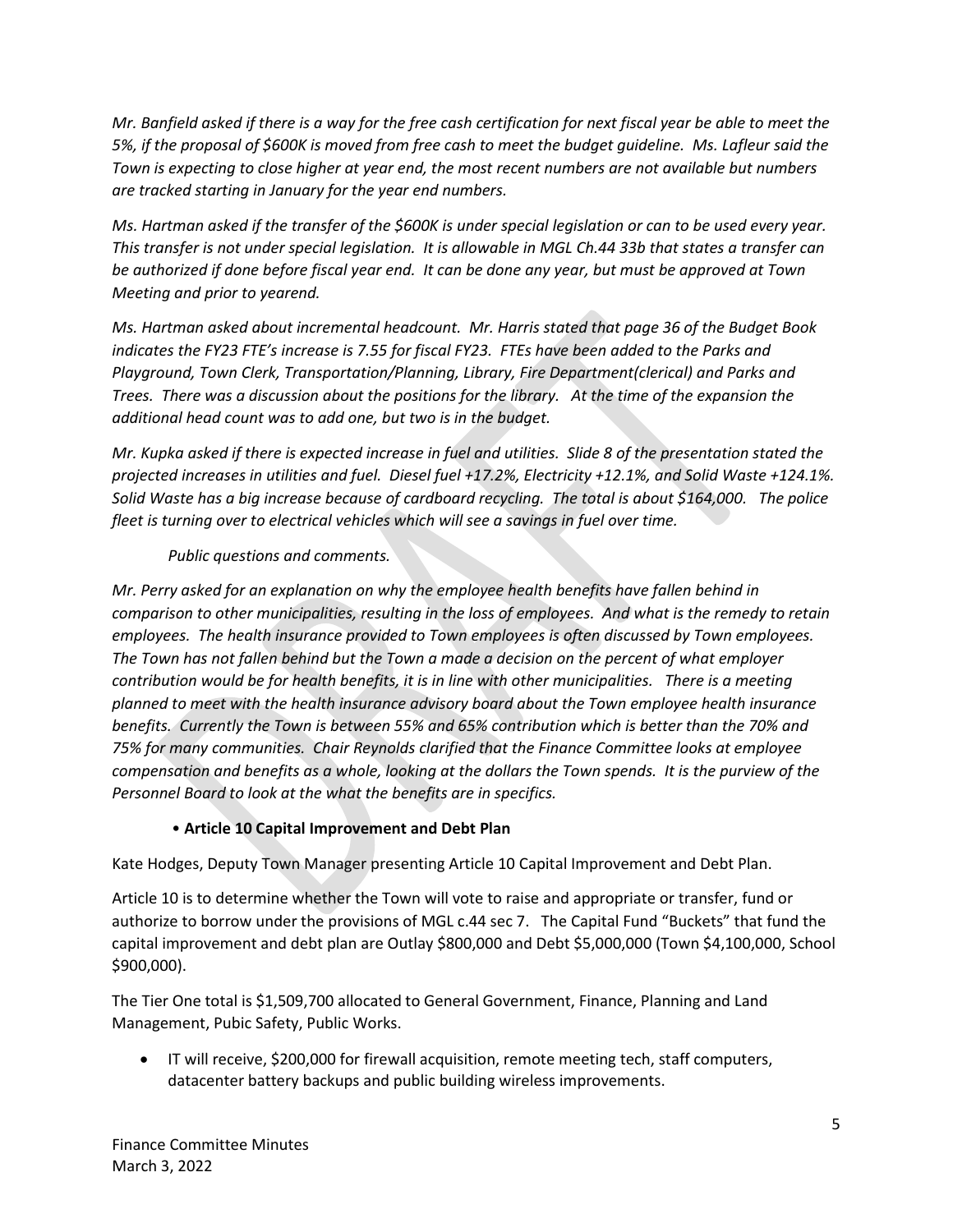*Mr. Banfield asked if there is a way for the free cash certification for next fiscal year be able to meet the 5%, if the proposal of $600K is moved from free cash to meet the budget guideline. Ms. Lafleur said the Town is expecting to close higher at year end, the most recent numbers are not available but numbers are tracked starting in January for the year end numbers.*

*Ms. Hartman asked if the transfer of the $600K is under special legislation or can to be used every year. This transfer is not under special legislation. It is allowable in MGL Ch.44 33b that states a transfer can be authorized if done before fiscal year end. It can be done any year, but must be approved at Town Meeting and prior to yearend.*

*Ms. Hartman asked about incremental headcount. Mr. Harris stated that page 36 of the Budget Book indicates the FY23 FTE's increase is 7.55 for fiscal FY23. FTEs have been added to the Parks and Playground, Town Clerk, Transportation/Planning, Library, Fire Department(clerical) and Parks and Trees. There was a discussion about the positions for the library. At the time of the expansion the additional head count was to add one, but two is in the budget.*

*Mr. Kupka asked if there is expected increase in fuel and utilities. Slide 8 of the presentation stated the projected increases in utilities and fuel. Diesel fuel +17.2%, Electricity +12.1%, and Solid Waste +124.1%. Solid Waste has a big increase because of cardboard recycling. The total is about $164,000. The police fleet is turning over to electrical vehicles which will see a savings in fuel over time.*

*Public questions and comments.*

*Mr. Perry asked for an explanation on why the employee health benefits have fallen behind in comparison to other municipalities, resulting in the loss of employees. And what is the remedy to retain employees. The health insurance provided to Town employees is often discussed by Town employees. The Town has not fallen behind but the Town a made a decision on the percent of what employer contribution would be for health benefits, it is in line with other municipalities. There is a meeting planned to meet with the health insurance advisory board about the Town employee health insurance benefits. Currently the Town is between 55% and 65% contribution which is better than the 70% and 75% for many communities. Chair Reynolds clarified that the Finance Committee looks at employee compensation and benefits as a whole, looking at the dollars the Town spends. It is the purview of the Personnel Board to look at the what the benefits are in specifics.*

- **Article 10 Capital Improvement and Debt Plan**

Kate Hodges, Deputy Town Manager presenting Article 10 Capital Improvement and Debt Plan.

Article 10 is to determine whether the Town will vote to raise and appropriate or transfer, fund or authorize to borrow under the provisions of MGL c.44 sec 7. The Capital Fund "Buckets" that fund the capital improvement and debt plan are Outlay $800,000 and Debt $5,000,000 (Town $4,100,000, School $900,000).

The Tier One total is $1,509,700 allocated to General Government, Finance, Planning and Land Management, Pubic Safety, Public Works.

- IT will receive, $200,000 for firewall acquisition, remote meeting tech, staff computers, datacenter battery backups and public building wireless improvements.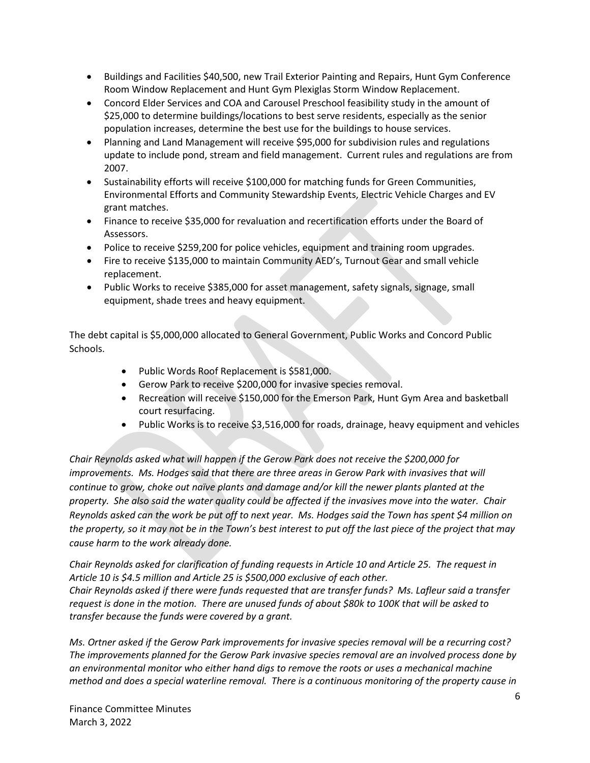- Buildings and Facilities $40,500, new Trail Exterior Painting and Repairs, Hunt Gym Conference Room Window Replacement and Hunt Gym Plexiglas Storm Window Replacement.
- Concord Elder Services and COA and Carousel Preschool feasibility study in the amount of $25,000 to determine buildings/locations to best serve residents, especially as the senior population increases, determine the best use for the buildings to house services.
- Planning and Land Management will receive $95,000 for subdivision rules and regulations update to include pond, stream and field management. Current rules and regulations are from 2007.
- Sustainability efforts will receive $100,000 for matching funds for Green Communities, Environmental Efforts and Community Stewardship Events, Electric Vehicle Charges and EV grant matches.
- Finance to receive $35,000 for revaluation and recertification efforts under the Board of Assessors.
- Police to receive $259,200 for police vehicles, equipment and training room upgrades.
- Fire to receive $135,000 to maintain Community AED's, Turnout Gear and small vehicle replacement.
- Public Works to receive $385,000 for asset management, safety signals, signage, small equipment, shade trees and heavy equipment.

The debt capital is $5,000,000 allocated to General Government, Public Works and Concord Public Schools.

- Public Words Roof Replacement is $581,000.
- Gerow Park to receive $200,000 for invasive species removal.
- Recreation will receive $150,000 for the Emerson Park, Hunt Gym Area and basketball court resurfacing.
- Public Works is to receive $3,516,000 for roads, drainage, heavy equipment and vehicles

*Chair Reynolds asked what will happen if the Gerow Park does not receive the $200,000 for improvements. Ms. Hodges said that there are three areas in Gerow Park with invasives that will continue to grow, choke out naïve plants and damage and/or kill the newer plants planted at the property. She also said the water quality could be affected if the invasives move into the water. Chair Reynolds asked can the work be put off to next year. Ms. Hodges said the Town has spent $4 million on the property, so it may not be in the Town's best interest to put off the last piece of the project that may cause harm to the work already done.*

*Chair Reynolds asked for clarification of funding requests in Article 10 and Article 25. The request in Article 10 is $4.5 million and Article 25 is $500,000 exclusive of each other.*
*Chair Reynolds asked if there were funds requested that are transfer funds? Ms. Lafleur said a transfer request is done in the motion. There are unused funds of about $80k to 100K that will be asked to transfer because the funds were covered by a grant.*

*Ms. Ortner asked if the Gerow Park improvements for invasive species removal will be a recurring cost? The improvements planned for the Gerow Park invasive species removal are an involved process done by an environmental monitor who either hand digs to remove the roots or uses a mechanical machine method and does a special waterline removal. There is a continuous monitoring of the property cause in*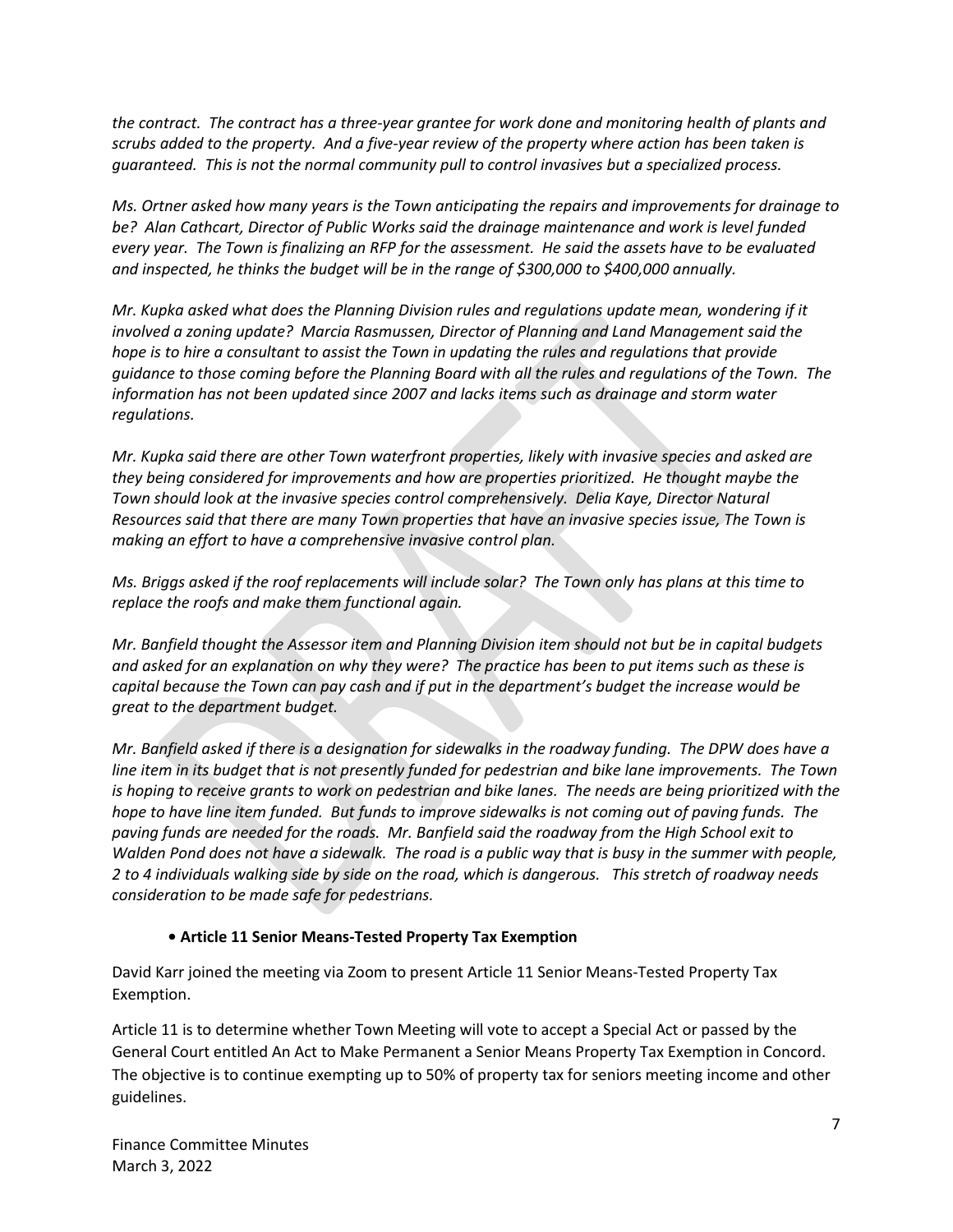*the contract. The contract has a three-year grantee for work done and monitoring health of plants and scrubs added to the property. And a five-year review of the property where action has been taken is guaranteed. This is not the normal community pull to control invasives but a specialized process.*

*Ms. Ortner asked how many years is the Town anticipating the repairs and improvements for drainage to be? Alan Cathcart, Director of Public Works said the drainage maintenance and work is level funded every year. The Town is finalizing an RFP for the assessment. He said the assets have to be evaluated and inspected, he thinks the budget will be in the range of $300,000 to $400,000 annually.*

*Mr. Kupka asked what does the Planning Division rules and regulations update mean, wondering if it involved a zoning update? Marcia Rasmussen, Director of Planning and Land Management said the hope is to hire a consultant to assist the Town in updating the rules and regulations that provide guidance to those coming before the Planning Board with all the rules and regulations of the Town. The information has not been updated since 2007 and lacks items such as drainage and storm water regulations.*

*Mr. Kupka said there are other Town waterfront properties, likely with invasive species and asked are they being considered for improvements and how are properties prioritized. He thought maybe the Town should look at the invasive species control comprehensively. Delia Kaye, Director Natural Resources said that there are many Town properties that have an invasive species issue, The Town is making an effort to have a comprehensive invasive control plan.*

*Ms. Briggs asked if the roof replacements will include solar? The Town only has plans at this time to replace the roofs and make them functional again.*

*Mr. Banfield thought the Assessor item and Planning Division item should not but be in capital budgets and asked for an explanation on why they were? The practice has been to put items such as these is capital because the Town can pay cash and if put in the department's budget the increase would be great to the department budget.*

*Mr. Banfield asked if there is a designation for sidewalks in the roadway funding. The DPW does have a line item in its budget that is not presently funded for pedestrian and bike lane improvements. The Town is hoping to receive grants to work on pedestrian and bike lanes. The needs are being prioritized with the hope to have line item funded. But funds to improve sidewalks is not coming out of paving funds. The paving funds are needed for the roads. Mr. Banfield said the roadway from the High School exit to Walden Pond does not have a sidewalk. The road is a public way that is busy in the summer with people, 2 to 4 individuals walking side by side on the road, which is dangerous. This stretch of roadway needs consideration to be made safe for pedestrians.*

- **Article 11 Senior Means-Tested Property Tax Exemption**

David Karr joined the meeting via Zoom to present Article 11 Senior Means-Tested Property Tax Exemption.

Article 11 is to determine whether Town Meeting will vote to accept a Special Act or passed by the General Court entitled An Act to Make Permanent a Senior Means Property Tax Exemption in Concord. The objective is to continue exempting up to 50% of property tax for seniors meeting income and other guidelines.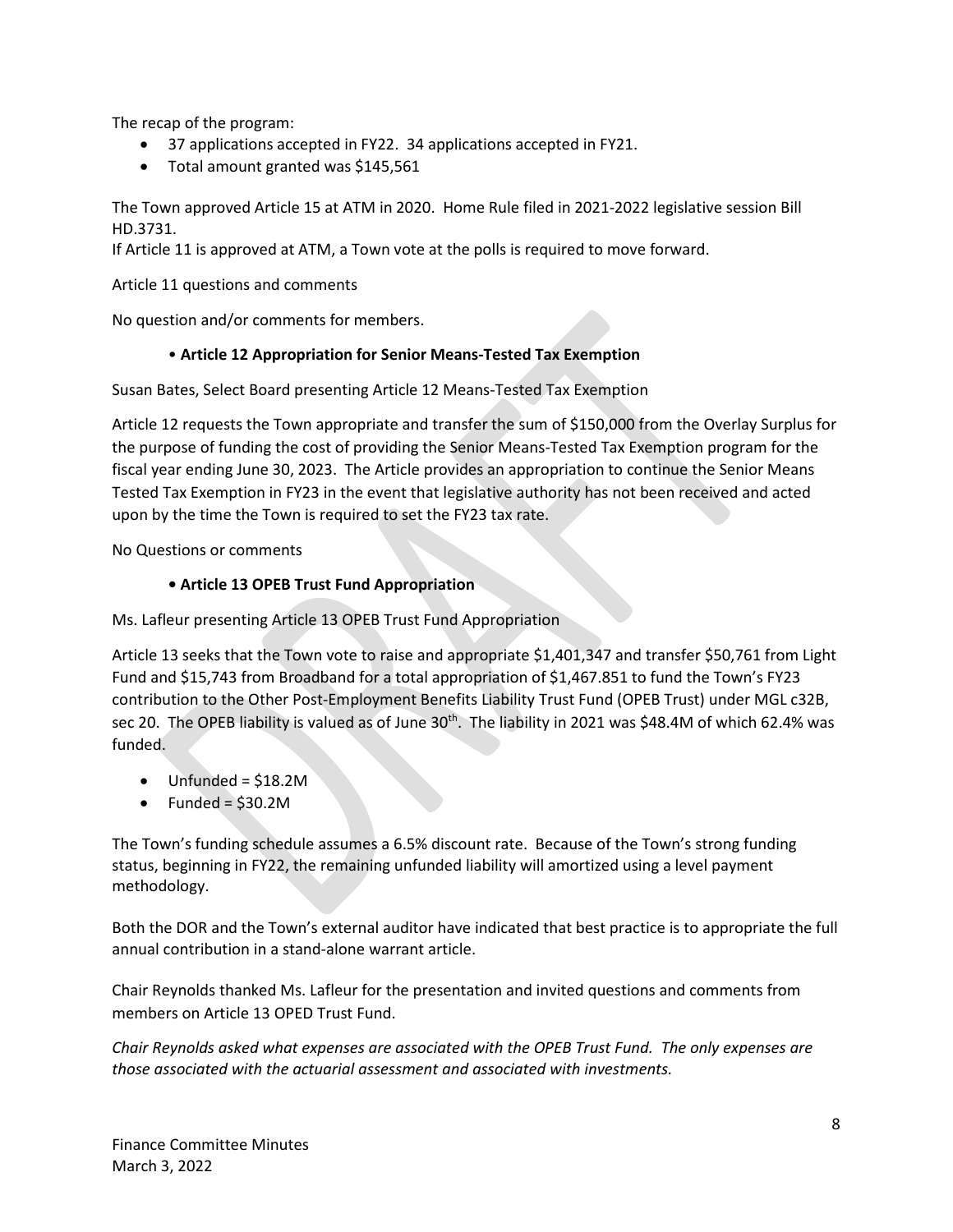The recap of the program:

- 37 applications accepted in FY22. 34 applications accepted in FY21.
- Total amount granted was $145,561

The Town approved Article 15 at ATM in 2020. Home Rule filed in 2021-2022 legislative session Bill HD.3731.
If Article 11 is approved at ATM, a Town vote at the polls is required to move forward.

Article 11 questions and comments

No question and/or comments for members.

- **Article 12 Appropriation for Senior Means-Tested Tax Exemption**

Susan Bates, Select Board presenting Article 12 Means-Tested Tax Exemption

Article 12 requests the Town appropriate and transfer the sum of $150,000 from the Overlay Surplus for the purpose of funding the cost of providing the Senior Means-Tested Tax Exemption program for the fiscal year ending June 30, 2023. The Article provides an appropriation to continue the Senior Means Tested Tax Exemption in FY23 in the event that legislative authority has not been received and acted upon by the time the Town is required to set the FY23 tax rate.

No Questions or comments

- **Article 13 OPEB Trust Fund Appropriation**

Ms. Lafleur presenting Article 13 OPEB Trust Fund Appropriation

Article 13 seeks that the Town vote to raise and appropriate $1,401,347 and transfer $50,761 from Light Fund and $15,743 from Broadband for a total appropriation of $1,467.851 to fund the Town's FY23 contribution to the Other Post-Employment Benefits Liability Trust Fund (OPEB Trust) under MGL c32B, sec 20. The OPEB liability is valued as of June 30th. The liability in 2021 was $48.4M of which 62.4% was funded.

- Unfunded = $18.2M
- Funded = $30.2M

The Town's funding schedule assumes a 6.5% discount rate. Because of the Town's strong funding status, beginning in FY22, the remaining unfunded liability will amortized using a level payment methodology.

Both the DOR and the Town's external auditor have indicated that best practice is to appropriate the full annual contribution in a stand-alone warrant article.

Chair Reynolds thanked Ms. Lafleur for the presentation and invited questions and comments from members on Article 13 OPED Trust Fund.

*Chair Reynolds asked what expenses are associated with the OPEB Trust Fund. The only expenses are those associated with the actuarial assessment and associated with investments.*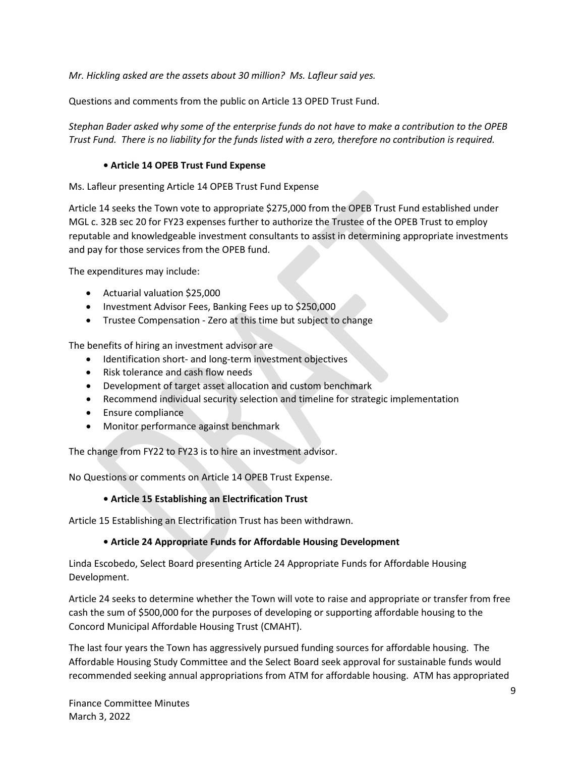*Mr. Hickling asked are the assets about 30 million? Ms. Lafleur said yes.*

Questions and comments from the public on Article 13 OPED Trust Fund.

*Stephan Bader asked why some of the enterprise funds do not have to make a contribution to the OPEB Trust Fund. There is no liability for the funds listed with a zero, therefore no contribution is required.*

**• Article 14 OPEB Trust Fund Expense**

Ms. Lafleur presenting Article 14 OPEB Trust Fund Expense

Article 14 seeks the Town vote to appropriate $275,000 from the OPEB Trust Fund established under MGL c. 32B sec 20 for FY23 expenses further to authorize the Trustee of the OPEB Trust to employ reputable and knowledgeable investment consultants to assist in determining appropriate investments and pay for those services from the OPEB fund.

The expenditures may include:

- Actuarial valuation $25,000
- Investment Advisor Fees, Banking Fees up to $250,000
- Trustee Compensation - Zero at this time but subject to change

The benefits of hiring an investment advisor are

- Identification short- and long-term investment objectives
- Risk tolerance and cash flow needs
- Development of target asset allocation and custom benchmark
- Recommend individual security selection and timeline for strategic implementation
- Ensure compliance
- Monitor performance against benchmark

The change from FY22 to FY23 is to hire an investment advisor.

No Questions or comments on Article 14 OPEB Trust Expense.

**• Article 15 Establishing an Electrification Trust**

Article 15 Establishing an Electrification Trust has been withdrawn.

**• Article 24 Appropriate Funds for Affordable Housing Development**

Linda Escobedo, Select Board presenting Article 24 Appropriate Funds for Affordable Housing Development.

Article 24 seeks to determine whether the Town will vote to raise and appropriate or transfer from free cash the sum of $500,000 for the purposes of developing or supporting affordable housing to the Concord Municipal Affordable Housing Trust (CMAHT).

The last four years the Town has aggressively pursued funding sources for affordable housing. The Affordable Housing Study Committee and the Select Board seek approval for sustainable funds would recommended seeking annual appropriations from ATM for affordable housing. ATM has appropriated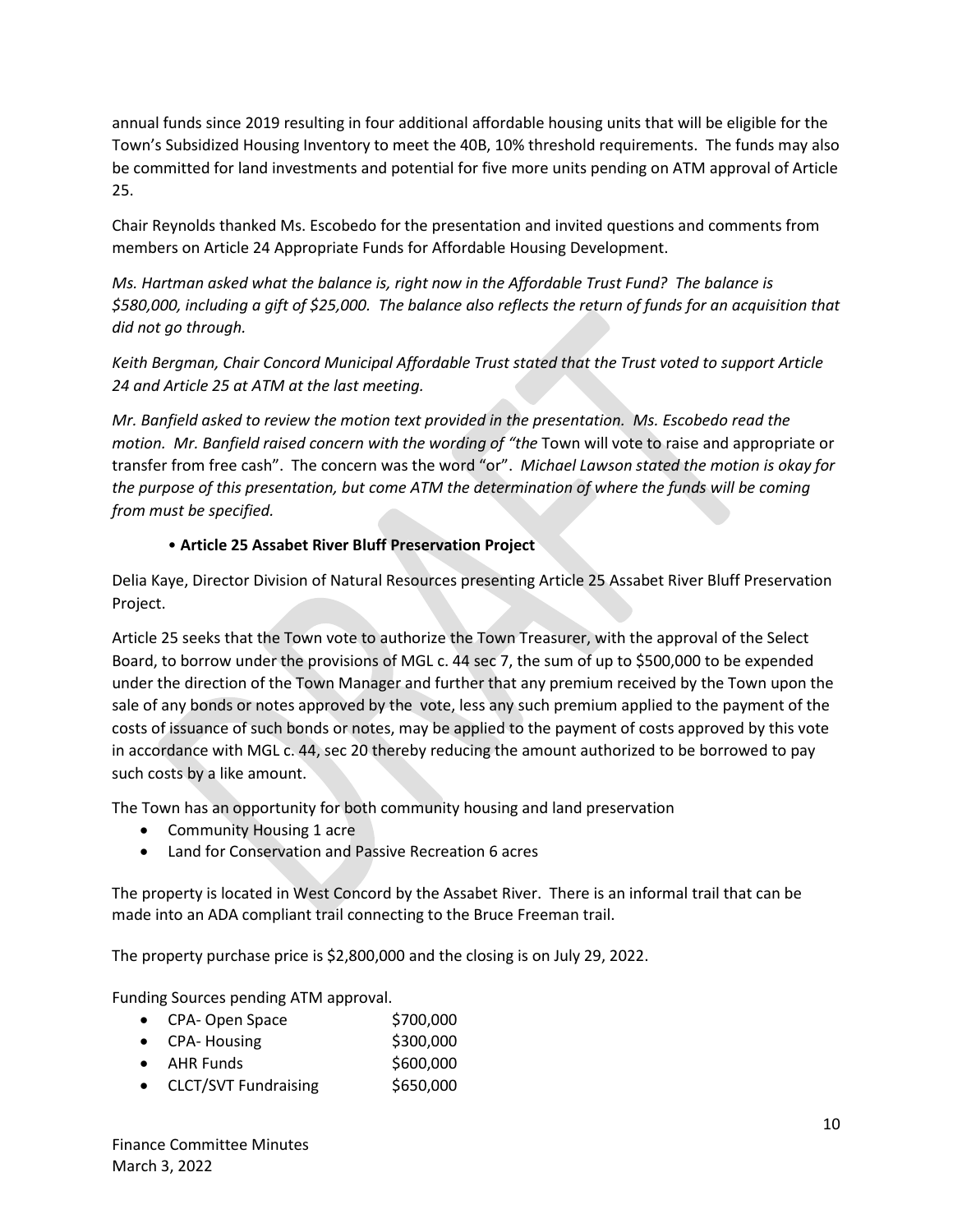annual funds since 2019 resulting in four additional affordable housing units that will be eligible for the Town's Subsidized Housing Inventory to meet the 40B, 10% threshold requirements. The funds may also be committed for land investments and potential for five more units pending on ATM approval of Article 25.

Chair Reynolds thanked Ms. Escobedo for the presentation and invited questions and comments from members on Article 24 Appropriate Funds for Affordable Housing Development.

*Ms. Hartman asked what the balance is, right now in the Affordable Trust Fund? The balance is $580,000, including a gift of $25,000. The balance also reflects the return of funds for an acquisition that did not go through.*

*Keith Bergman, Chair Concord Municipal Affordable Trust stated that the Trust voted to support Article 24 and Article 25 at ATM at the last meeting.*

*Mr. Banfield asked to review the motion text provided in the presentation. Ms. Escobedo read the motion. Mr. Banfield raised concern with the wording of "the* Town will vote to raise and appropriate or transfer from free cash". The concern was the word "or". *Michael Lawson stated the motion is okay for the purpose of this presentation, but come ATM the determination of where the funds will be coming from must be specified.*

- **Article 25 Assabet River Bluff Preservation Project**

Delia Kaye, Director Division of Natural Resources presenting Article 25 Assabet River Bluff Preservation Project.

Article 25 seeks that the Town vote to authorize the Town Treasurer, with the approval of the Select Board, to borrow under the provisions of MGL c. 44 sec 7, the sum of up to $500,000 to be expended under the direction of the Town Manager and further that any premium received by the Town upon the sale of any bonds or notes approved by the vote, less any such premium applied to the payment of the costs of issuance of such bonds or notes, may be applied to the payment of costs approved by this vote in accordance with MGL c. 44, sec 20 thereby reducing the amount authorized to be borrowed to pay such costs by a like amount.

The Town has an opportunity for both community housing and land preservation

- Community Housing 1 acre
- Land for Conservation and Passive Recreation 6 acres

The property is located in West Concord by the Assabet River. There is an informal trail that can be made into an ADA compliant trail connecting to the Bruce Freeman trail.

The property purchase price is $2,800,000 and the closing is on July 29, 2022.

Funding Sources pending ATM approval.

- CPA- Open Space $700,000
- CPA- Housing $300,000
- AHR Funds $600,000
- CLCT/SVT Fundraising $650,000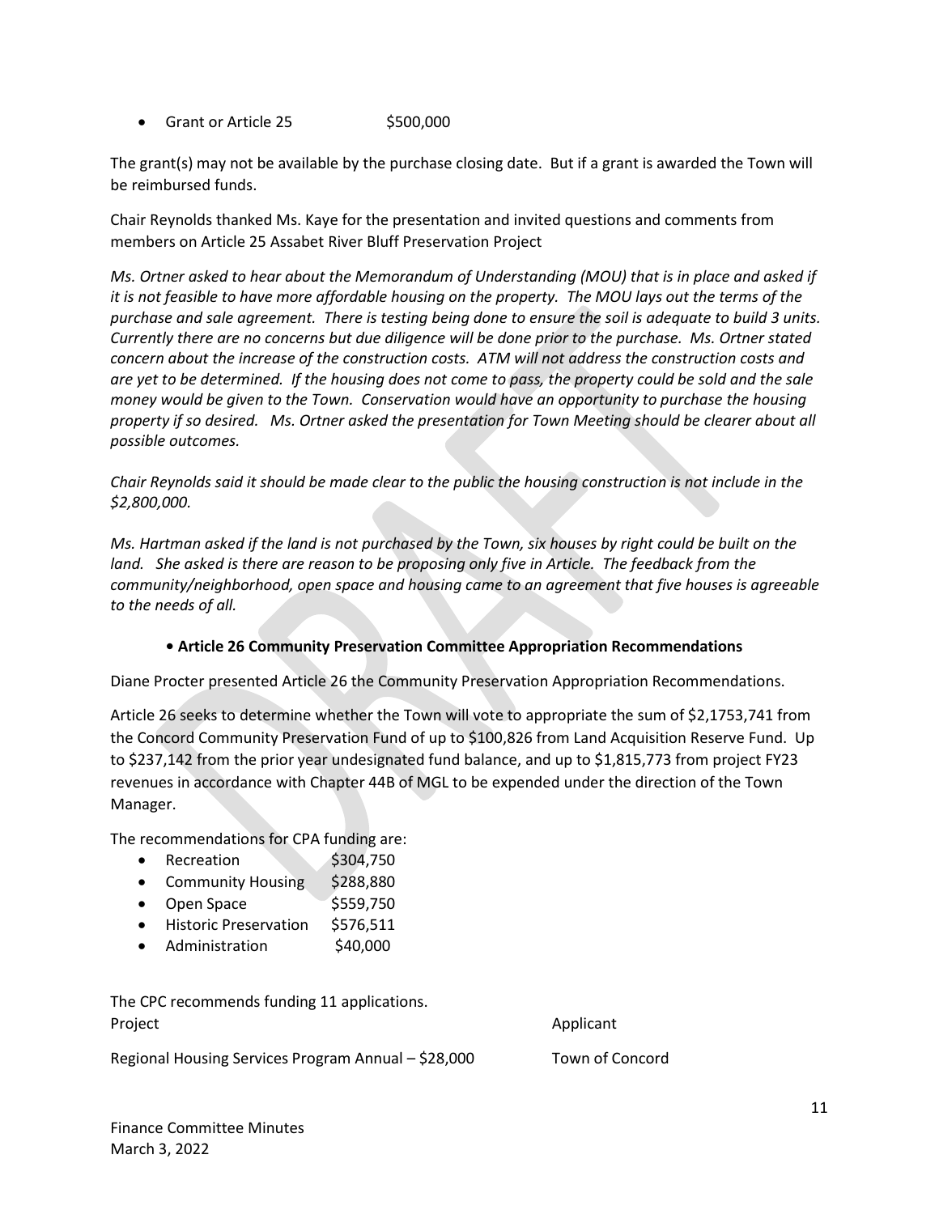- Grant or Article 25 $500,000

The grant(s) may not be available by the purchase closing date. But if a grant is awarded the Town will be reimbursed funds.

Chair Reynolds thanked Ms. Kaye for the presentation and invited questions and comments from members on Article 25 Assabet River Bluff Preservation Project

*Ms. Ortner asked to hear about the Memorandum of Understanding (MOU) that is in place and asked if it is not feasible to have more affordable housing on the property. The MOU lays out the terms of the purchase and sale agreement. There is testing being done to ensure the soil is adequate to build 3 units. Currently there are no concerns but due diligence will be done prior to the purchase. Ms. Ortner stated concern about the increase of the construction costs. ATM will not address the construction costs and are yet to be determined. If the housing does not come to pass, the property could be sold and the sale money would be given to the Town. Conservation would have an opportunity to purchase the housing property if so desired. Ms. Ortner asked the presentation for Town Meeting should be clearer about all possible outcomes.*

*Chair Reynolds said it should be made clear to the public the housing construction is not include in the $2,800,000.*

*Ms. Hartman asked if the land is not purchased by the Town, six houses by right could be built on the land. She asked is there are reason to be proposing only five in Article. The feedback from the community/neighborhood, open space and housing came to an agreement that five houses is agreeable to the needs of all.*

**• Article 26 Community Preservation Committee Appropriation Recommendations**

Diane Procter presented Article 26 the Community Preservation Appropriation Recommendations.

Article 26 seeks to determine whether the Town will vote to appropriate the sum of $2,1753,741 from the Concord Community Preservation Fund of up to $100,826 from Land Acquisition Reserve Fund. Up to $237,142 from the prior year undesignated fund balance, and up to $1,815,773 from project FY23 revenues in accordance with Chapter 44B of MGL to be expended under the direction of the Town Manager.

The recommendations for CPA funding are:

- Recreation $304,750
- Community Housing $288,880
- Open Space $559,750
- Historic Preservation $576,511
- Administration $40,000

The CPC recommends funding 11 applications.

| Project | Applicant |
|---|---|
| Regional Housing Services Program Annual – $28,000 | Town of Concord |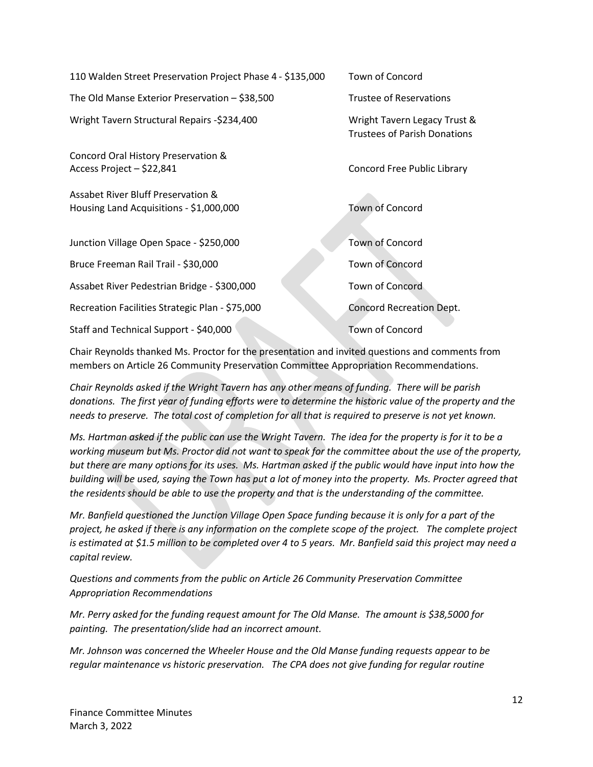| | |
|---|---|
| 110 Walden Street Preservation Project Phase 4 - $135,000 | Town of Concord |
| The Old Manse Exterior Preservation – $38,500 | Trustee of Reservations |
| Wright Tavern Structural Repairs -$234,400 | Wright Tavern Legacy Trust & Trustees of Parish Donations |
| Concord Oral History Preservation & Access Project – $22,841 | Concord Free Public Library |
| Assabet River Bluff Preservation & Housing Land Acquisitions - $1,000,000 | Town of Concord |
| Junction Village Open Space - $250,000 | Town of Concord |
| Bruce Freeman Rail Trail - $30,000 | Town of Concord |
| Assabet River Pedestrian Bridge - $300,000 | Town of Concord |
| Recreation Facilities Strategic Plan - $75,000 | Concord Recreation Dept. |
| Staff and Technical Support - $40,000 | Town of Concord |

Chair Reynolds thanked Ms. Proctor for the presentation and invited questions and comments from members on Article 26 Community Preservation Committee Appropriation Recommendations.

*Chair Reynolds asked if the Wright Tavern has any other means of funding. There will be parish donations. The first year of funding efforts were to determine the historic value of the property and the needs to preserve. The total cost of completion for all that is required to preserve is not yet known.*

*Ms. Hartman asked if the public can use the Wright Tavern. The idea for the property is for it to be a working museum but Ms. Proctor did not want to speak for the committee about the use of the property, but there are many options for its uses. Ms. Hartman asked if the public would have input into how the building will be used, saying the Town has put a lot of money into the property. Ms. Procter agreed that the residents should be able to use the property and that is the understanding of the committee.*

*Mr. Banfield questioned the Junction Village Open Space funding because it is only for a part of the project, he asked if there is any information on the complete scope of the project. The complete project is estimated at $1.5 million to be completed over 4 to 5 years. Mr. Banfield said this project may need a capital review.*

*Questions and comments from the public on Article 26 Community Preservation Committee Appropriation Recommendations*

*Mr. Perry asked for the funding request amount for The Old Manse. The amount is $38,5000 for painting. The presentation/slide had an incorrect amount.*

*Mr. Johnson was concerned the Wheeler House and the Old Manse funding requests appear to be regular maintenance vs historic preservation. The CPA does not give funding for regular routine*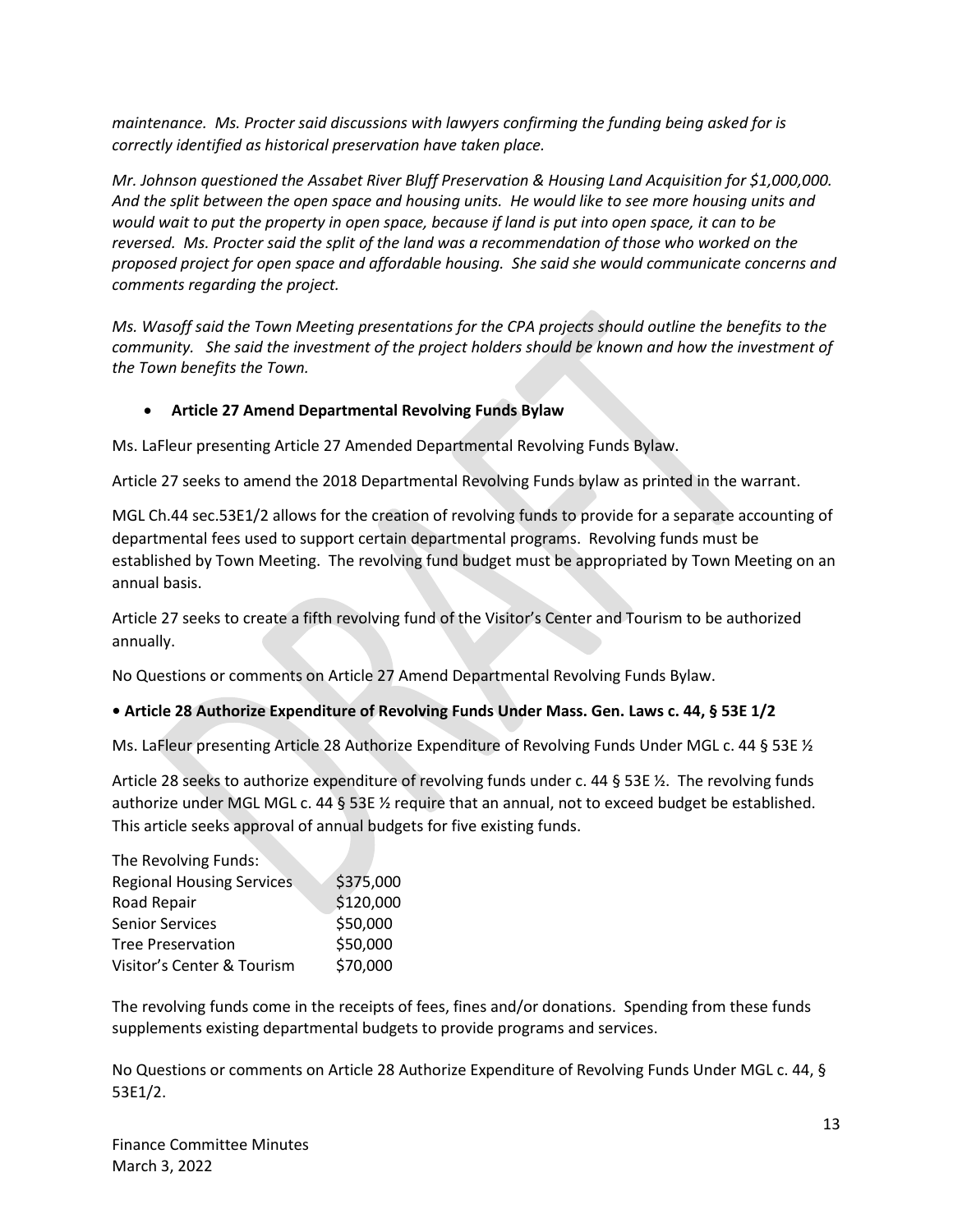*maintenance. Ms. Procter said discussions with lawyers confirming the funding being asked for is correctly identified as historical preservation have taken place.*

*Mr. Johnson questioned the Assabet River Bluff Preservation & Housing Land Acquisition for $1,000,000. And the split between the open space and housing units. He would like to see more housing units and would wait to put the property in open space, because if land is put into open space, it can to be reversed. Ms. Procter said the split of the land was a recommendation of those who worked on the proposed project for open space and affordable housing. She said she would communicate concerns and comments regarding the project.*

*Ms. Wasoff said the Town Meeting presentations for the CPA projects should outline the benefits to the community. She said the investment of the project holders should be known and how the investment of the Town benefits the Town.*

- **Article 27 Amend Departmental Revolving Funds Bylaw**

Ms. LaFleur presenting Article 27 Amended Departmental Revolving Funds Bylaw.

Article 27 seeks to amend the 2018 Departmental Revolving Funds bylaw as printed in the warrant.

MGL Ch.44 sec.53E1/2 allows for the creation of revolving funds to provide for a separate accounting of departmental fees used to support certain departmental programs. Revolving funds must be established by Town Meeting. The revolving fund budget must be appropriated by Town Meeting on an annual basis.

Article 27 seeks to create a fifth revolving fund of the Visitor's Center and Tourism to be authorized annually.

No Questions or comments on Article 27 Amend Departmental Revolving Funds Bylaw.

- **Article 28 Authorize Expenditure of Revolving Funds Under Mass. Gen. Laws c. 44, § 53E 1/2**

Ms. LaFleur presenting Article 28 Authorize Expenditure of Revolving Funds Under MGL c. 44 § 53E ½

Article 28 seeks to authorize expenditure of revolving funds under c. 44 § 53E ½. The revolving funds authorize under MGL MGL c. 44 § 53E ½ require that an annual, not to exceed budget be established. This article seeks approval of annual budgets for five existing funds.

| The Revolving Funds: | |
|---|---|
| Regional Housing Services | $375,000 |
| Road Repair | $120,000 |
| Senior Services | $50,000 |
| Tree Preservation | $50,000 |
| Visitor's Center & Tourism | $70,000 |

The revolving funds come in the receipts of fees, fines and/or donations. Spending from these funds supplements existing departmental budgets to provide programs and services.

No Questions or comments on Article 28 Authorize Expenditure of Revolving Funds Under MGL c. 44, § 53E1/2.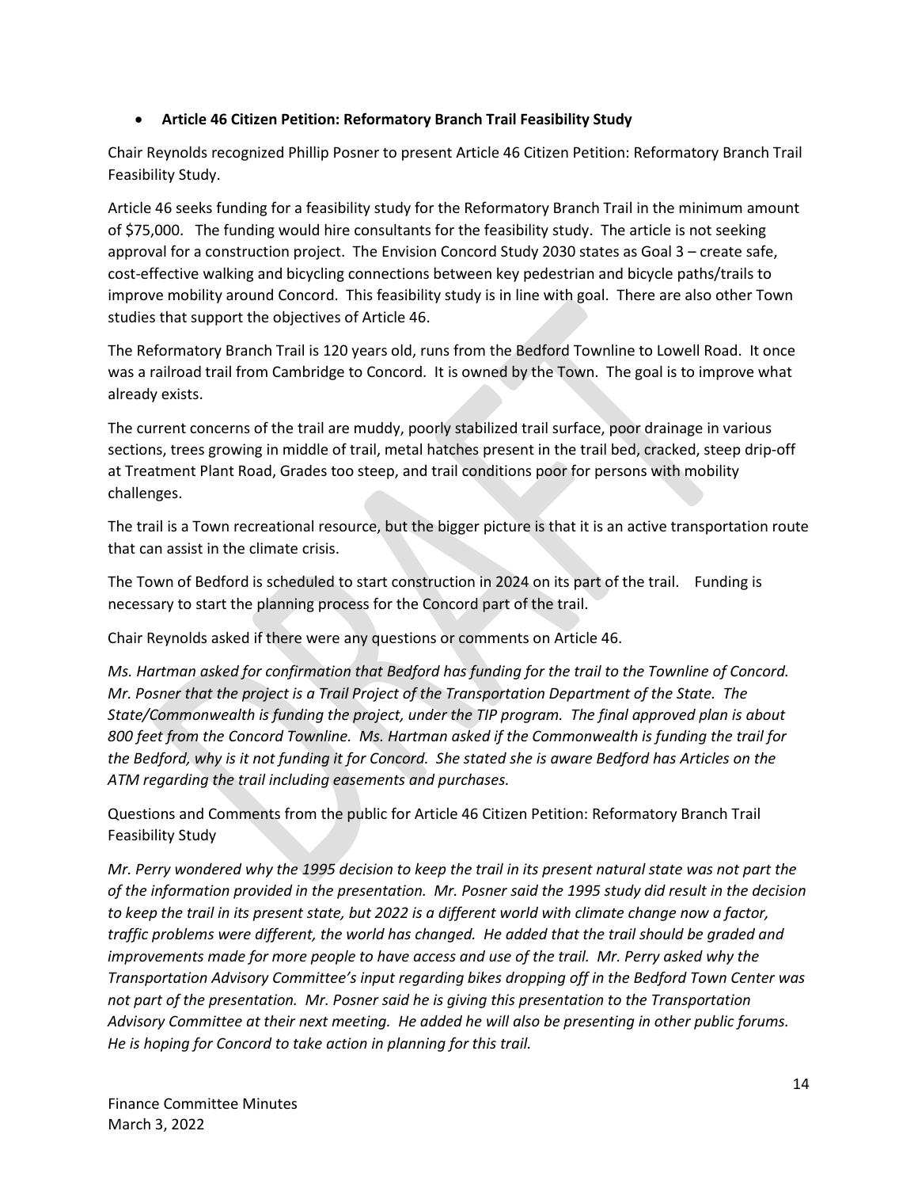- **Article 46 Citizen Petition: Reformatory Branch Trail Feasibility Study**

Chair Reynolds recognized Phillip Posner to present Article 46 Citizen Petition: Reformatory Branch Trail Feasibility Study.

Article 46 seeks funding for a feasibility study for the Reformatory Branch Trail in the minimum amount of $75,000. The funding would hire consultants for the feasibility study. The article is not seeking approval for a construction project. The Envision Concord Study 2030 states as Goal 3 – create safe, cost-effective walking and bicycling connections between key pedestrian and bicycle paths/trails to improve mobility around Concord. This feasibility study is in line with goal. There are also other Town studies that support the objectives of Article 46.

The Reformatory Branch Trail is 120 years old, runs from the Bedford Townline to Lowell Road. It once was a railroad trail from Cambridge to Concord. It is owned by the Town. The goal is to improve what already exists.

The current concerns of the trail are muddy, poorly stabilized trail surface, poor drainage in various sections, trees growing in middle of trail, metal hatches present in the trail bed, cracked, steep drip-off at Treatment Plant Road, Grades too steep, and trail conditions poor for persons with mobility challenges.

The trail is a Town recreational resource, but the bigger picture is that it is an active transportation route that can assist in the climate crisis.

The Town of Bedford is scheduled to start construction in 2024 on its part of the trail. Funding is necessary to start the planning process for the Concord part of the trail.

Chair Reynolds asked if there were any questions or comments on Article 46.

*Ms. Hartman asked for confirmation that Bedford has funding for the trail to the Townline of Concord. Mr. Posner that the project is a Trail Project of the Transportation Department of the State. The State/Commonwealth is funding the project, under the TIP program. The final approved plan is about 800 feet from the Concord Townline. Ms. Hartman asked if the Commonwealth is funding the trail for the Bedford, why is it not funding it for Concord. She stated she is aware Bedford has Articles on the ATM regarding the trail including easements and purchases.*

Questions and Comments from the public for Article 46 Citizen Petition: Reformatory Branch Trail Feasibility Study

*Mr. Perry wondered why the 1995 decision to keep the trail in its present natural state was not part the of the information provided in the presentation. Mr. Posner said the 1995 study did result in the decision to keep the trail in its present state, but 2022 is a different world with climate change now a factor, traffic problems were different, the world has changed. He added that the trail should be graded and improvements made for more people to have access and use of the trail. Mr. Perry asked why the Transportation Advisory Committee's input regarding bikes dropping off in the Bedford Town Center was not part of the presentation. Mr. Posner said he is giving this presentation to the Transportation Advisory Committee at their next meeting. He added he will also be presenting in other public forums. He is hoping for Concord to take action in planning for this trail.*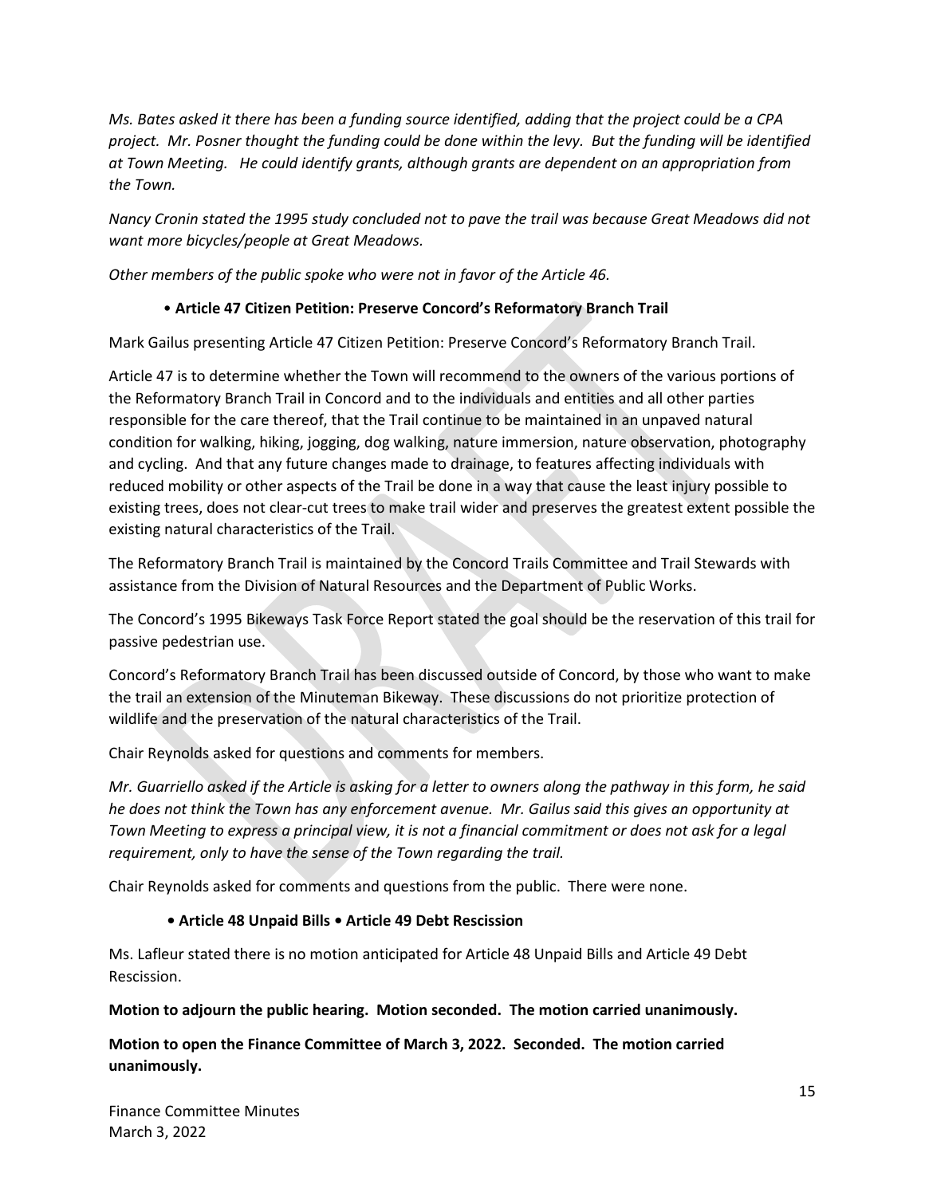*Ms. Bates asked it there has been a funding source identified, adding that the project could be a CPA project. Mr. Posner thought the funding could be done within the levy. But the funding will be identified at Town Meeting. He could identify grants, although grants are dependent on an appropriation from the Town.*

*Nancy Cronin stated the 1995 study concluded not to pave the trail was because Great Meadows did not want more bicycles/people at Great Meadows.*

*Other members of the public spoke who were not in favor of the Article 46.*

- **Article 47 Citizen Petition: Preserve Concord's Reformatory Branch Trail**

Mark Gailus presenting Article 47 Citizen Petition: Preserve Concord's Reformatory Branch Trail.

Article 47 is to determine whether the Town will recommend to the owners of the various portions of the Reformatory Branch Trail in Concord and to the individuals and entities and all other parties responsible for the care thereof, that the Trail continue to be maintained in an unpaved natural condition for walking, hiking, jogging, dog walking, nature immersion, nature observation, photography and cycling. And that any future changes made to drainage, to features affecting individuals with reduced mobility or other aspects of the Trail be done in a way that cause the least injury possible to existing trees, does not clear-cut trees to make trail wider and preserves the greatest extent possible the existing natural characteristics of the Trail.

The Reformatory Branch Trail is maintained by the Concord Trails Committee and Trail Stewards with assistance from the Division of Natural Resources and the Department of Public Works.

The Concord's 1995 Bikeways Task Force Report stated the goal should be the reservation of this trail for passive pedestrian use.

Concord's Reformatory Branch Trail has been discussed outside of Concord, by those who want to make the trail an extension of the Minuteman Bikeway. These discussions do not prioritize protection of wildlife and the preservation of the natural characteristics of the Trail.

Chair Reynolds asked for questions and comments for members.

*Mr. Guarriello asked if the Article is asking for a letter to owners along the pathway in this form, he said he does not think the Town has any enforcement avenue. Mr. Gailus said this gives an opportunity at Town Meeting to express a principal view, it is not a financial commitment or does not ask for a legal requirement, only to have the sense of the Town regarding the trail.*

Chair Reynolds asked for comments and questions from the public. There were none.

- **Article 48 Unpaid Bills • Article 49 Debt Rescission**

Ms. Lafleur stated there is no motion anticipated for Article 48 Unpaid Bills and Article 49 Debt Rescission.

**Motion to adjourn the public hearing. Motion seconded. The motion carried unanimously.**

**Motion to open the Finance Committee of March 3, 2022. Seconded. The motion carried unanimously.**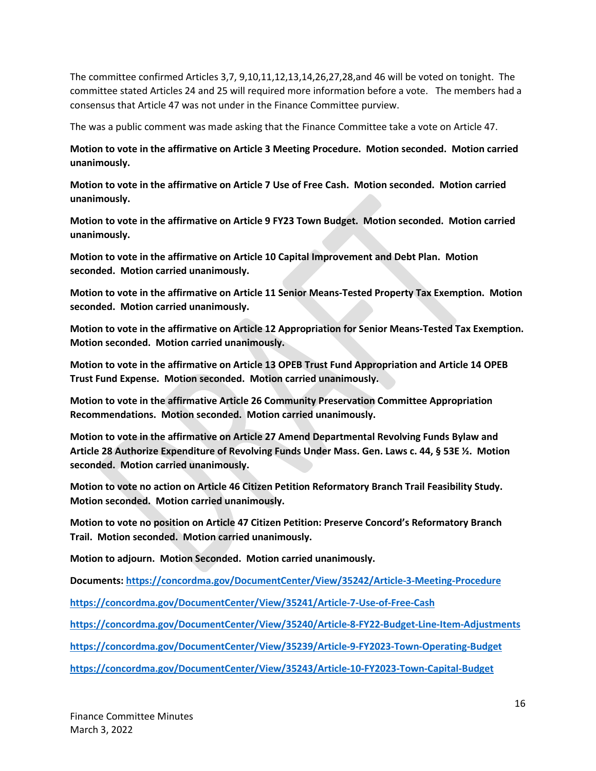The committee confirmed Articles 3,7, 9,10,11,12,13,14,26,27,28,and 46 will be voted on tonight. The committee stated Articles 24 and 25 will required more information before a vote. The members had a consensus that Article 47 was not under in the Finance Committee purview.

The was a public comment was made asking that the Finance Committee take a vote on Article 47.

**Motion to vote in the affirmative on Article 3 Meeting Procedure. Motion seconded. Motion carried unanimously.**

**Motion to vote in the affirmative on Article 7 Use of Free Cash. Motion seconded. Motion carried unanimously.**

**Motion to vote in the affirmative on Article 9 FY23 Town Budget. Motion seconded. Motion carried unanimously.**

**Motion to vote in the affirmative on Article 10 Capital Improvement and Debt Plan. Motion seconded. Motion carried unanimously.**

**Motion to vote in the affirmative on Article 11 Senior Means-Tested Property Tax Exemption. Motion seconded. Motion carried unanimously.**

**Motion to vote in the affirmative on Article 12 Appropriation for Senior Means-Tested Tax Exemption. Motion seconded. Motion carried unanimously.**

**Motion to vote in the affirmative on Article 13 OPEB Trust Fund Appropriation and Article 14 OPEB Trust Fund Expense. Motion seconded. Motion carried unanimously.**

**Motion to vote in the affirmative Article 26 Community Preservation Committee Appropriation Recommendations. Motion seconded. Motion carried unanimously.**

**Motion to vote in the affirmative on Article 27 Amend Departmental Revolving Funds Bylaw and Article 28 Authorize Expenditure of Revolving Funds Under Mass. Gen. Laws c. 44, § 53E ½. Motion seconded. Motion carried unanimously.**

**Motion to vote no action on Article 46 Citizen Petition Reformatory Branch Trail Feasibility Study. Motion seconded. Motion carried unanimously.**

**Motion to vote no position on Article 47 Citizen Petition: Preserve Concord's Reformatory Branch Trail. Motion seconded. Motion carried unanimously.**

**Motion to adjourn. Motion Seconded. Motion carried unanimously.**

**Documents: [https://concordma.gov/DocumentCenter/View/35242/Article-3-Meeting-Procedure](https://concordma.gov/DocumentCenter/View/35242/Article-3-Meeting-Procedure)**

**[https://concordma.gov/DocumentCenter/View/35241/Article-7-Use-of-Free-Cash](https://concordma.gov/DocumentCenter/View/35241/Article-7-Use-of-Free-Cash)**

**[https://concordma.gov/DocumentCenter/View/35240/Article-8-FY22-Budget-Line-Item-Adjustments](https://concordma.gov/DocumentCenter/View/35240/Article-8-FY22-Budget-Line-Item-Adjustments)**

**[https://concordma.gov/DocumentCenter/View/35239/Article-9-FY2023-Town-Operating-Budget](https://concordma.gov/DocumentCenter/View/35239/Article-9-FY2023-Town-Operating-Budget)**

**[https://concordma.gov/DocumentCenter/View/35243/Article-10-FY2023-Town-Capital-Budget](https://concordma.gov/DocumentCenter/View/35243/Article-10-FY2023-Town-Capital-Budget)**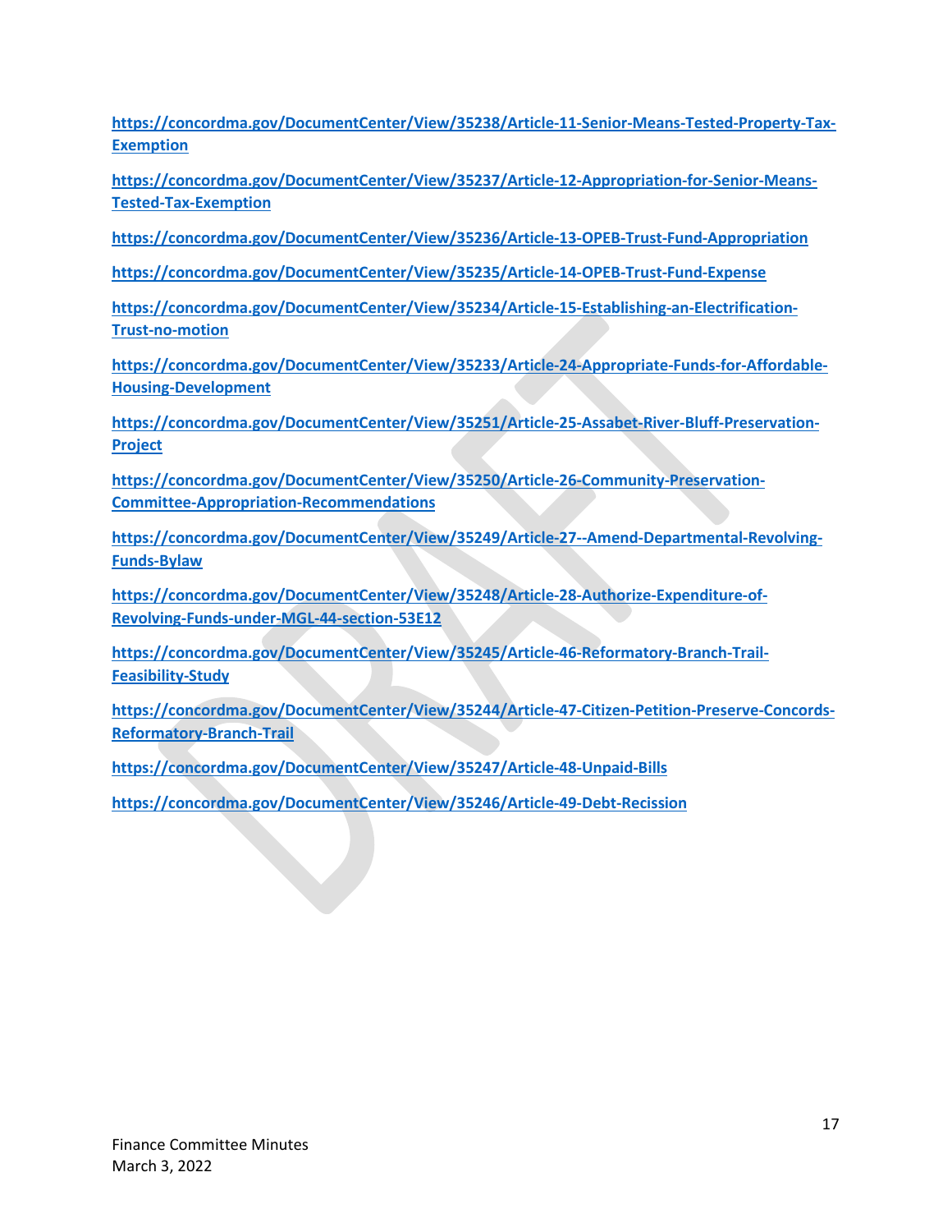https://concordma.gov/DocumentCenter/View/35238/Article-11-Senior-Means-Tested-Property-Tax-Exemption

https://concordma.gov/DocumentCenter/View/35237/Article-12-Appropriation-for-Senior-Means-Tested-Tax-Exemption

https://concordma.gov/DocumentCenter/View/35236/Article-13-OPEB-Trust-Fund-Appropriation

https://concordma.gov/DocumentCenter/View/35235/Article-14-OPEB-Trust-Fund-Expense

https://concordma.gov/DocumentCenter/View/35234/Article-15-Establishing-an-Electrification-Trust-no-motion

https://concordma.gov/DocumentCenter/View/35233/Article-24-Appropriate-Funds-for-Affordable-Housing-Development

https://concordma.gov/DocumentCenter/View/35251/Article-25-Assabet-River-Bluff-Preservation-Project

https://concordma.gov/DocumentCenter/View/35250/Article-26-Community-Preservation-Committee-Appropriation-Recommendations

https://concordma.gov/DocumentCenter/View/35249/Article-27--Amend-Departmental-Revolving-Funds-Bylaw

https://concordma.gov/DocumentCenter/View/35248/Article-28-Authorize-Expenditure-of-Revolving-Funds-under-MGL-44-section-53E12

https://concordma.gov/DocumentCenter/View/35245/Article-46-Reformatory-Branch-Trail-Feasibility-Study

https://concordma.gov/DocumentCenter/View/35244/Article-47-Citizen-Petition-Preserve-Concords-Reformatory-Branch-Trail

https://concordma.gov/DocumentCenter/View/35247/Article-48-Unpaid-Bills

https://concordma.gov/DocumentCenter/View/35246/Article-49-Debt-Recission